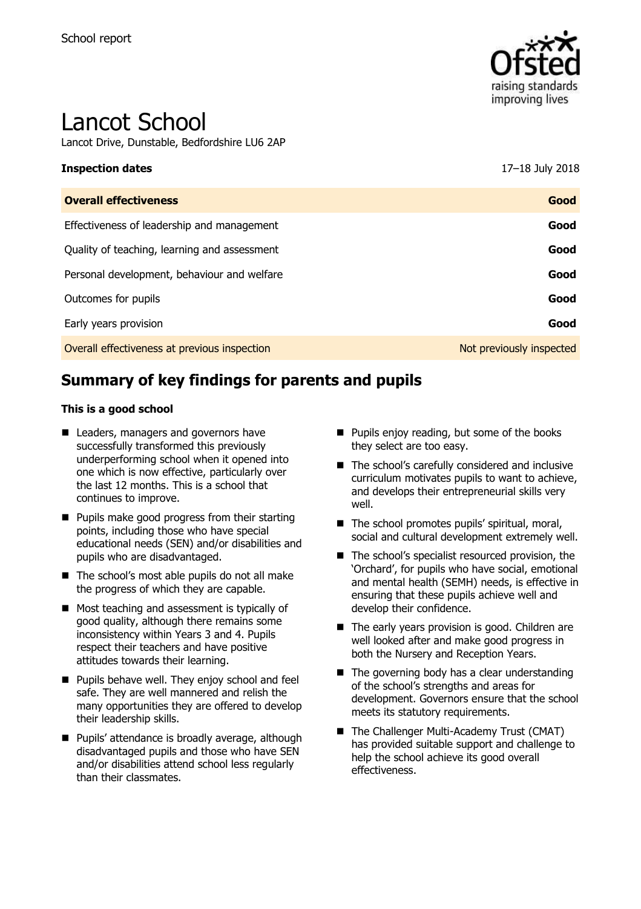School report

# Lancot School

Lancot Drive, Dunstable, Bedfordshire LU6 2AP

| **Inspection dates** | 17–18 July 2018 |
| --- | --- |
| **Overall effectiveness** | **Good** |
| Effectiveness of leadership and management | **Good** |
| Quality of teaching, learning and assessment | **Good** |
| Personal development, behaviour and welfare | **Good** |
| Outcomes for pupils | **Good** |
| Early years provision | **Good** |
| Overall effectiveness at previous inspection | Not previously inspected |

## Summary of key findings for parents and pupils

**This is a good school**

- Leaders, managers and governors have successfully transformed this previously underperforming school when it opened into one which is now effective, particularly over the last 12 months. This is a school that continues to improve.
- Pupils make good progress from their starting points, including those who have special educational needs (SEN) and/or disabilities and pupils who are disadvantaged.
- The school's most able pupils do not all make the progress of which they are capable.
- Most teaching and assessment is typically of good quality, although there remains some inconsistency within Years 3 and 4. Pupils respect their teachers and have positive attitudes towards their learning.
- Pupils behave well. They enjoy school and feel safe. They are well mannered and relish the many opportunities they are offered to develop their leadership skills.
- Pupils' attendance is broadly average, although disadvantaged pupils and those who have SEN and/or disabilities attend school less regularly than their classmates.
- Pupils enjoy reading, but some of the books they select are too easy.
- The school's carefully considered and inclusive curriculum motivates pupils to want to achieve, and develops their entrepreneurial skills very well.
- The school promotes pupils' spiritual, moral, social and cultural development extremely well.
- The school's specialist resourced provision, the 'Orchard', for pupils who have social, emotional and mental health (SEMH) needs, is effective in ensuring that these pupils achieve well and develop their confidence.
- The early years provision is good. Children are well looked after and make good progress in both the Nursery and Reception Years.
- The governing body has a clear understanding of the school's strengths and areas for development. Governors ensure that the school meets its statutory requirements.
- The Challenger Multi-Academy Trust (CMAT) has provided suitable support and challenge to help the school achieve its good overall effectiveness.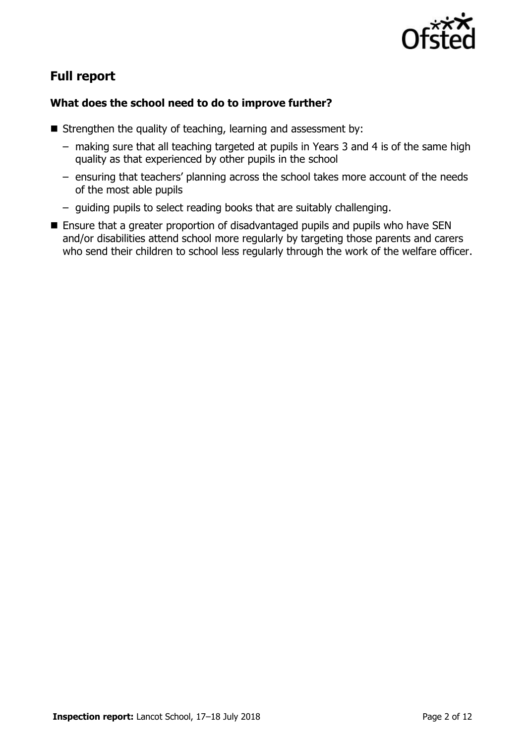## Full report

### What does the school need to do to improve further?

- Strengthen the quality of teaching, learning and assessment by:
  - making sure that all teaching targeted at pupils in Years 3 and 4 is of the same high quality as that experienced by other pupils in the school
  - ensuring that teachers' planning across the school takes more account of the needs of the most able pupils
  - guiding pupils to select reading books that are suitably challenging.
- Ensure that a greater proportion of disadvantaged pupils and pupils who have SEN and/or disabilities attend school more regularly by targeting those parents and carers who send their children to school less regularly through the work of the welfare officer.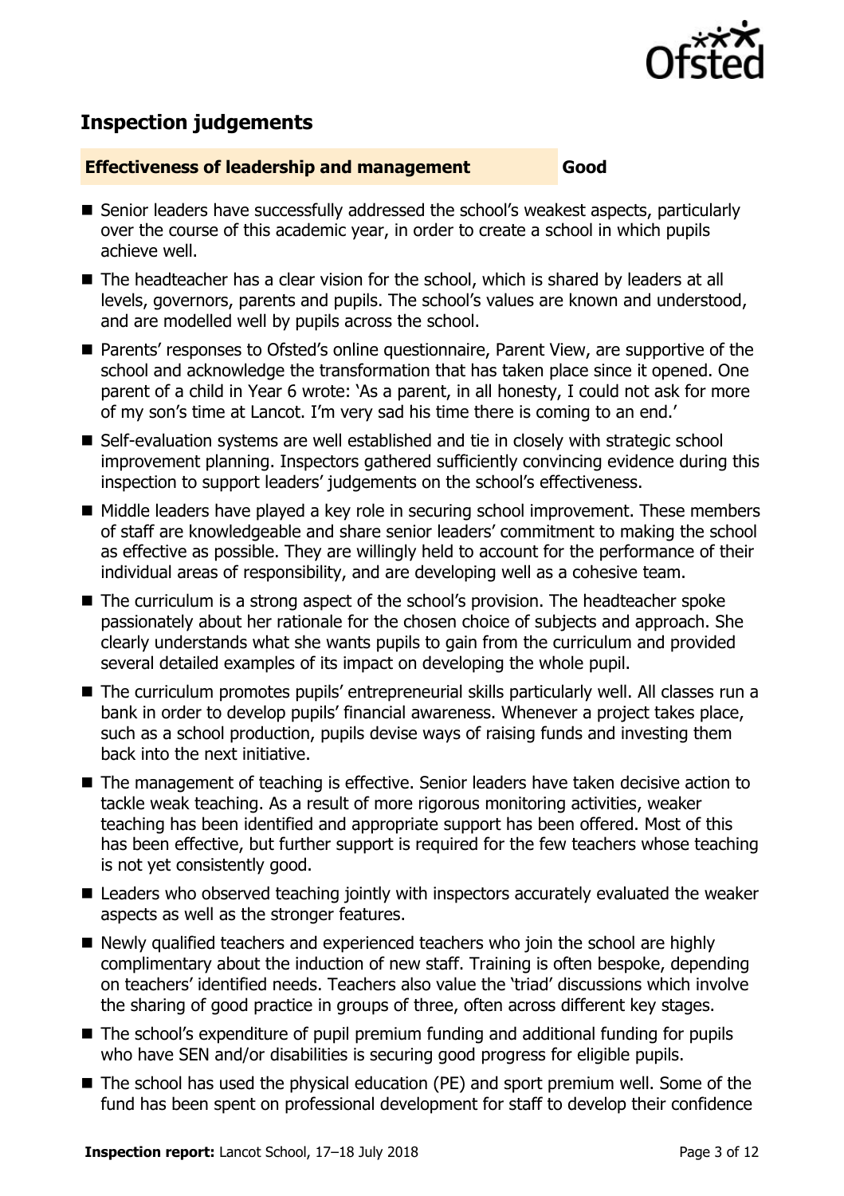## Inspection judgements

**Effectiveness of leadership and management** **Good**

- Senior leaders have successfully addressed the school's weakest aspects, particularly over the course of this academic year, in order to create a school in which pupils achieve well.
- The headteacher has a clear vision for the school, which is shared by leaders at all levels, governors, parents and pupils. The school's values are known and understood, and are modelled well by pupils across the school.
- Parents' responses to Ofsted's online questionnaire, Parent View, are supportive of the school and acknowledge the transformation that has taken place since it opened. One parent of a child in Year 6 wrote: 'As a parent, in all honesty, I could not ask for more of my son's time at Lancot. I'm very sad his time there is coming to an end.'
- Self-evaluation systems are well established and tie in closely with strategic school improvement planning. Inspectors gathered sufficiently convincing evidence during this inspection to support leaders' judgements on the school's effectiveness.
- Middle leaders have played a key role in securing school improvement. These members of staff are knowledgeable and share senior leaders' commitment to making the school as effective as possible. They are willingly held to account for the performance of their individual areas of responsibility, and are developing well as a cohesive team.
- The curriculum is a strong aspect of the school's provision. The headteacher spoke passionately about her rationale for the chosen choice of subjects and approach. She clearly understands what she wants pupils to gain from the curriculum and provided several detailed examples of its impact on developing the whole pupil.
- The curriculum promotes pupils' entrepreneurial skills particularly well. All classes run a bank in order to develop pupils' financial awareness. Whenever a project takes place, such as a school production, pupils devise ways of raising funds and investing them back into the next initiative.
- The management of teaching is effective. Senior leaders have taken decisive action to tackle weak teaching. As a result of more rigorous monitoring activities, weaker teaching has been identified and appropriate support has been offered. Most of this has been effective, but further support is required for the few teachers whose teaching is not yet consistently good.
- Leaders who observed teaching jointly with inspectors accurately evaluated the weaker aspects as well as the stronger features.
- Newly qualified teachers and experienced teachers who join the school are highly complimentary about the induction of new staff. Training is often bespoke, depending on teachers' identified needs. Teachers also value the 'triad' discussions which involve the sharing of good practice in groups of three, often across different key stages.
- The school's expenditure of pupil premium funding and additional funding for pupils who have SEN and/or disabilities is securing good progress for eligible pupils.
- The school has used the physical education (PE) and sport premium well. Some of the fund has been spent on professional development for staff to develop their confidence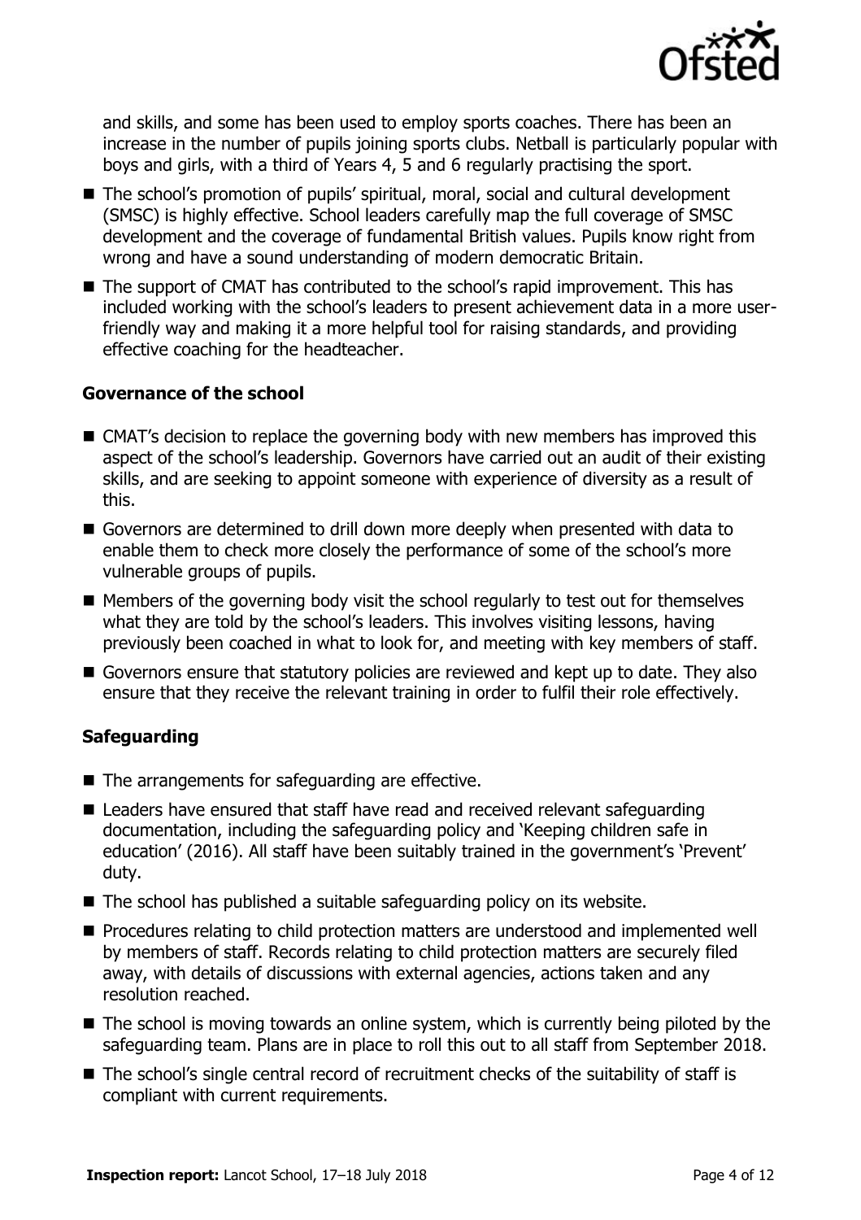and skills, and some has been used to employ sports coaches. There has been an increase in the number of pupils joining sports clubs. Netball is particularly popular with boys and girls, with a third of Years 4, 5 and 6 regularly practising the sport.

- The school's promotion of pupils' spiritual, moral, social and cultural development (SMSC) is highly effective. School leaders carefully map the full coverage of SMSC development and the coverage of fundamental British values. Pupils know right from wrong and have a sound understanding of modern democratic Britain.
- The support of CMAT has contributed to the school's rapid improvement. This has included working with the school's leaders to present achievement data in a more user-friendly way and making it a more helpful tool for raising standards, and providing effective coaching for the headteacher.

### Governance of the school

- CMAT's decision to replace the governing body with new members has improved this aspect of the school's leadership. Governors have carried out an audit of their existing skills, and are seeking to appoint someone with experience of diversity as a result of this.
- Governors are determined to drill down more deeply when presented with data to enable them to check more closely the performance of some of the school's more vulnerable groups of pupils.
- Members of the governing body visit the school regularly to test out for themselves what they are told by the school's leaders. This involves visiting lessons, having previously been coached in what to look for, and meeting with key members of staff.
- Governors ensure that statutory policies are reviewed and kept up to date. They also ensure that they receive the relevant training in order to fulfil their role effectively.

### Safeguarding

- The arrangements for safeguarding are effective.
- Leaders have ensured that staff have read and received relevant safeguarding documentation, including the safeguarding policy and 'Keeping children safe in education' (2016). All staff have been suitably trained in the government's 'Prevent' duty.
- The school has published a suitable safeguarding policy on its website.
- Procedures relating to child protection matters are understood and implemented well by members of staff. Records relating to child protection matters are securely filed away, with details of discussions with external agencies, actions taken and any resolution reached.
- The school is moving towards an online system, which is currently being piloted by the safeguarding team. Plans are in place to roll this out to all staff from September 2018.
- The school's single central record of recruitment checks of the suitability of staff is compliant with current requirements.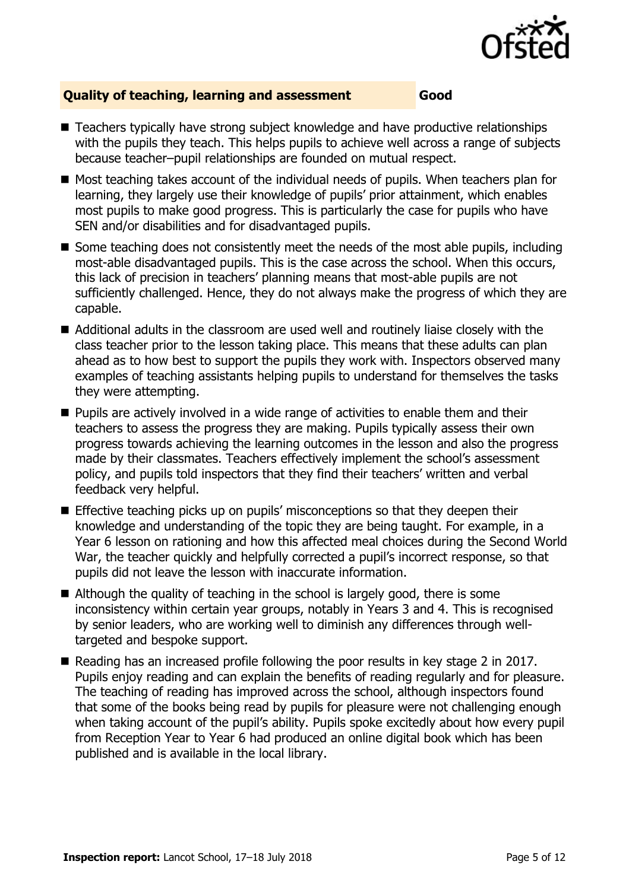## Quality of teaching, learning and assessment — Good

- Teachers typically have strong subject knowledge and have productive relationships with the pupils they teach. This helps pupils to achieve well across a range of subjects because teacher–pupil relationships are founded on mutual respect.
- Most teaching takes account of the individual needs of pupils. When teachers plan for learning, they largely use their knowledge of pupils' prior attainment, which enables most pupils to make good progress. This is particularly the case for pupils who have SEN and/or disabilities and for disadvantaged pupils.
- Some teaching does not consistently meet the needs of the most able pupils, including most-able disadvantaged pupils. This is the case across the school. When this occurs, this lack of precision in teachers' planning means that most-able pupils are not sufficiently challenged. Hence, they do not always make the progress of which they are capable.
- Additional adults in the classroom are used well and routinely liaise closely with the class teacher prior to the lesson taking place. This means that these adults can plan ahead as to how best to support the pupils they work with. Inspectors observed many examples of teaching assistants helping pupils to understand for themselves the tasks they were attempting.
- Pupils are actively involved in a wide range of activities to enable them and their teachers to assess the progress they are making. Pupils typically assess their own progress towards achieving the learning outcomes in the lesson and also the progress made by their classmates. Teachers effectively implement the school's assessment policy, and pupils told inspectors that they find their teachers' written and verbal feedback very helpful.
- Effective teaching picks up on pupils' misconceptions so that they deepen their knowledge and understanding of the topic they are being taught. For example, in a Year 6 lesson on rationing and how this affected meal choices during the Second World War, the teacher quickly and helpfully corrected a pupil's incorrect response, so that pupils did not leave the lesson with inaccurate information.
- Although the quality of teaching in the school is largely good, there is some inconsistency within certain year groups, notably in Years 3 and 4. This is recognised by senior leaders, who are working well to diminish any differences through well-targeted and bespoke support.
- Reading has an increased profile following the poor results in key stage 2 in 2017. Pupils enjoy reading and can explain the benefits of reading regularly and for pleasure. The teaching of reading has improved across the school, although inspectors found that some of the books being read by pupils for pleasure were not challenging enough when taking account of the pupil's ability. Pupils spoke excitedly about how every pupil from Reception Year to Year 6 had produced an online digital book which has been published and is available in the local library.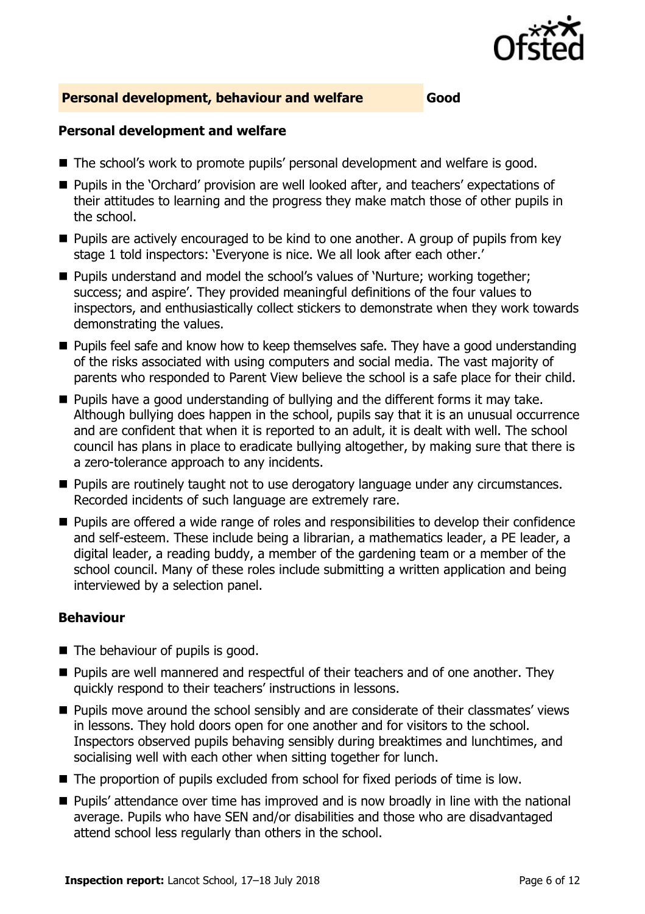## Personal development, behaviour and welfare — Good

### Personal development and welfare

- The school's work to promote pupils' personal development and welfare is good.
- Pupils in the 'Orchard' provision are well looked after, and teachers' expectations of their attitudes to learning and the progress they make match those of other pupils in the school.
- Pupils are actively encouraged to be kind to one another. A group of pupils from key stage 1 told inspectors: 'Everyone is nice. We all look after each other.'
- Pupils understand and model the school's values of 'Nurture; working together; success; and aspire'. They provided meaningful definitions of the four values to inspectors, and enthusiastically collect stickers to demonstrate when they work towards demonstrating the values.
- Pupils feel safe and know how to keep themselves safe. They have a good understanding of the risks associated with using computers and social media. The vast majority of parents who responded to Parent View believe the school is a safe place for their child.
- Pupils have a good understanding of bullying and the different forms it may take. Although bullying does happen in the school, pupils say that it is an unusual occurrence and are confident that when it is reported to an adult, it is dealt with well. The school council has plans in place to eradicate bullying altogether, by making sure that there is a zero-tolerance approach to any incidents.
- Pupils are routinely taught not to use derogatory language under any circumstances. Recorded incidents of such language are extremely rare.
- Pupils are offered a wide range of roles and responsibilities to develop their confidence and self-esteem. These include being a librarian, a mathematics leader, a PE leader, a digital leader, a reading buddy, a member of the gardening team or a member of the school council. Many of these roles include submitting a written application and being interviewed by a selection panel.

### Behaviour

- The behaviour of pupils is good.
- Pupils are well mannered and respectful of their teachers and of one another. They quickly respond to their teachers' instructions in lessons.
- Pupils move around the school sensibly and are considerate of their classmates' views in lessons. They hold doors open for one another and for visitors to the school. Inspectors observed pupils behaving sensibly during breaktimes and lunchtimes, and socialising well with each other when sitting together for lunch.
- The proportion of pupils excluded from school for fixed periods of time is low.
- Pupils' attendance over time has improved and is now broadly in line with the national average. Pupils who have SEN and/or disabilities and those who are disadvantaged attend school less regularly than others in the school.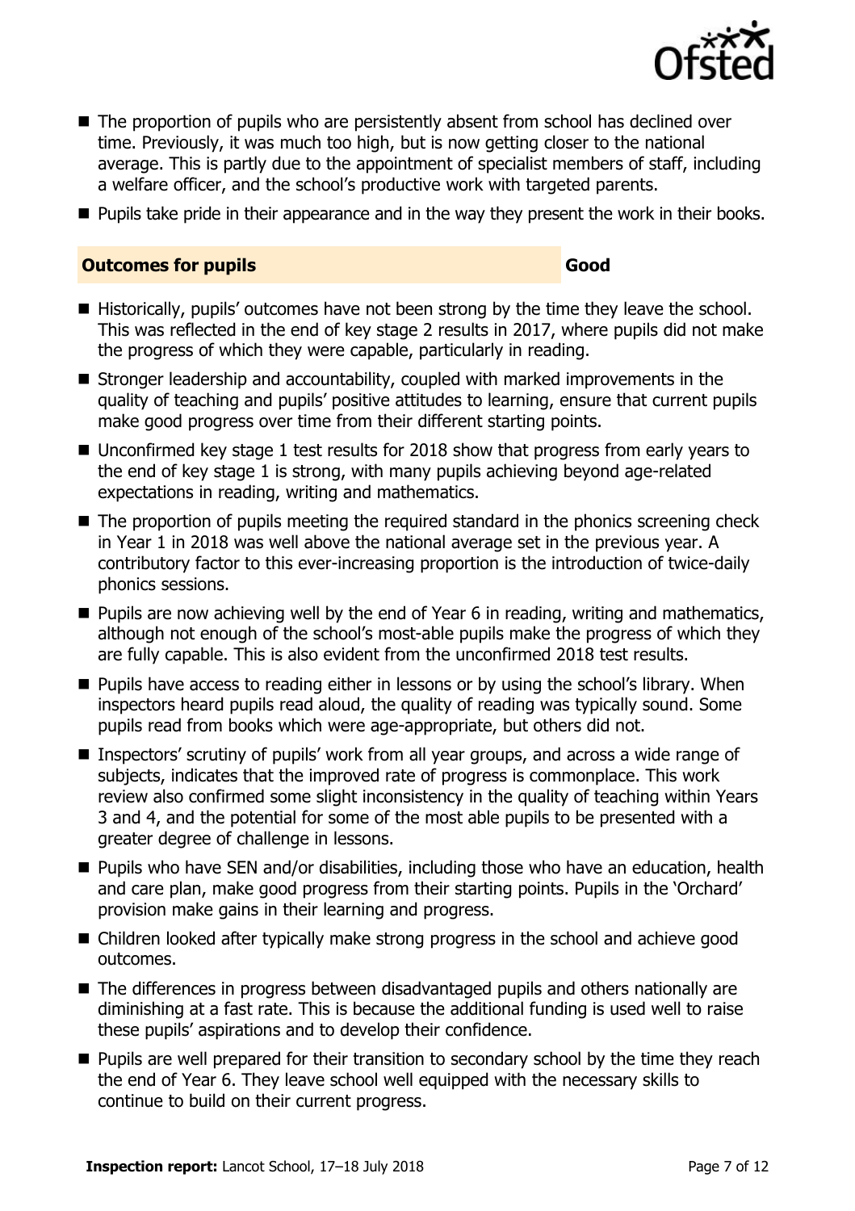- The proportion of pupils who are persistently absent from school has declined over time. Previously, it was much too high, but is now getting closer to the national average. This is partly due to the appointment of specialist members of staff, including a welfare officer, and the school's productive work with targeted parents.
- Pupils take pride in their appearance and in the way they present the work in their books.

## Outcomes for pupils — Good

- Historically, pupils' outcomes have not been strong by the time they leave the school. This was reflected in the end of key stage 2 results in 2017, where pupils did not make the progress of which they were capable, particularly in reading.
- Stronger leadership and accountability, coupled with marked improvements in the quality of teaching and pupils' positive attitudes to learning, ensure that current pupils make good progress over time from their different starting points.
- Unconfirmed key stage 1 test results for 2018 show that progress from early years to the end of key stage 1 is strong, with many pupils achieving beyond age-related expectations in reading, writing and mathematics.
- The proportion of pupils meeting the required standard in the phonics screening check in Year 1 in 2018 was well above the national average set in the previous year. A contributory factor to this ever-increasing proportion is the introduction of twice-daily phonics sessions.
- Pupils are now achieving well by the end of Year 6 in reading, writing and mathematics, although not enough of the school's most-able pupils make the progress of which they are fully capable. This is also evident from the unconfirmed 2018 test results.
- Pupils have access to reading either in lessons or by using the school's library. When inspectors heard pupils read aloud, the quality of reading was typically sound. Some pupils read from books which were age-appropriate, but others did not.
- Inspectors' scrutiny of pupils' work from all year groups, and across a wide range of subjects, indicates that the improved rate of progress is commonplace. This work review also confirmed some slight inconsistency in the quality of teaching within Years 3 and 4, and the potential for some of the most able pupils to be presented with a greater degree of challenge in lessons.
- Pupils who have SEN and/or disabilities, including those who have an education, health and care plan, make good progress from their starting points. Pupils in the 'Orchard' provision make gains in their learning and progress.
- Children looked after typically make strong progress in the school and achieve good outcomes.
- The differences in progress between disadvantaged pupils and others nationally are diminishing at a fast rate. This is because the additional funding is used well to raise these pupils' aspirations and to develop their confidence.
- Pupils are well prepared for their transition to secondary school by the time they reach the end of Year 6. They leave school well equipped with the necessary skills to continue to build on their current progress.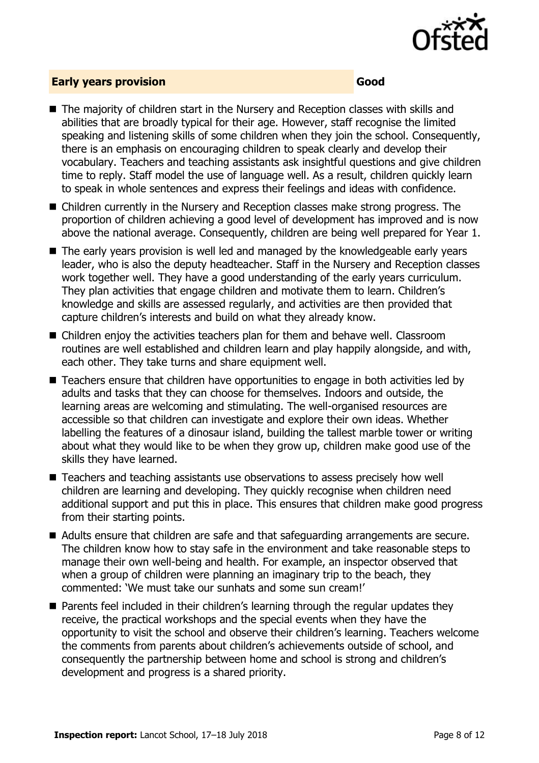## Early years provision — Good

- The majority of children start in the Nursery and Reception classes with skills and abilities that are broadly typical for their age. However, staff recognise the limited speaking and listening skills of some children when they join the school. Consequently, there is an emphasis on encouraging children to speak clearly and develop their vocabulary. Teachers and teaching assistants ask insightful questions and give children time to reply. Staff model the use of language well. As a result, children quickly learn to speak in whole sentences and express their feelings and ideas with confidence.
- Children currently in the Nursery and Reception classes make strong progress. The proportion of children achieving a good level of development has improved and is now above the national average. Consequently, children are being well prepared for Year 1.
- The early years provision is well led and managed by the knowledgeable early years leader, who is also the deputy headteacher. Staff in the Nursery and Reception classes work together well. They have a good understanding of the early years curriculum. They plan activities that engage children and motivate them to learn. Children's knowledge and skills are assessed regularly, and activities are then provided that capture children's interests and build on what they already know.
- Children enjoy the activities teachers plan for them and behave well. Classroom routines are well established and children learn and play happily alongside, and with, each other. They take turns and share equipment well.
- Teachers ensure that children have opportunities to engage in both activities led by adults and tasks that they can choose for themselves. Indoors and outside, the learning areas are welcoming and stimulating. The well-organised resources are accessible so that children can investigate and explore their own ideas. Whether labelling the features of a dinosaur island, building the tallest marble tower or writing about what they would like to be when they grow up, children make good use of the skills they have learned.
- Teachers and teaching assistants use observations to assess precisely how well children are learning and developing. They quickly recognise when children need additional support and put this in place. This ensures that children make good progress from their starting points.
- Adults ensure that children are safe and that safeguarding arrangements are secure. The children know how to stay safe in the environment and take reasonable steps to manage their own well-being and health. For example, an inspector observed that when a group of children were planning an imaginary trip to the beach, they commented: 'We must take our sunhats and some sun cream!'
- Parents feel included in their children's learning through the regular updates they receive, the practical workshops and the special events when they have the opportunity to visit the school and observe their children's learning. Teachers welcome the comments from parents about children's achievements outside of school, and consequently the partnership between home and school is strong and children's development and progress is a shared priority.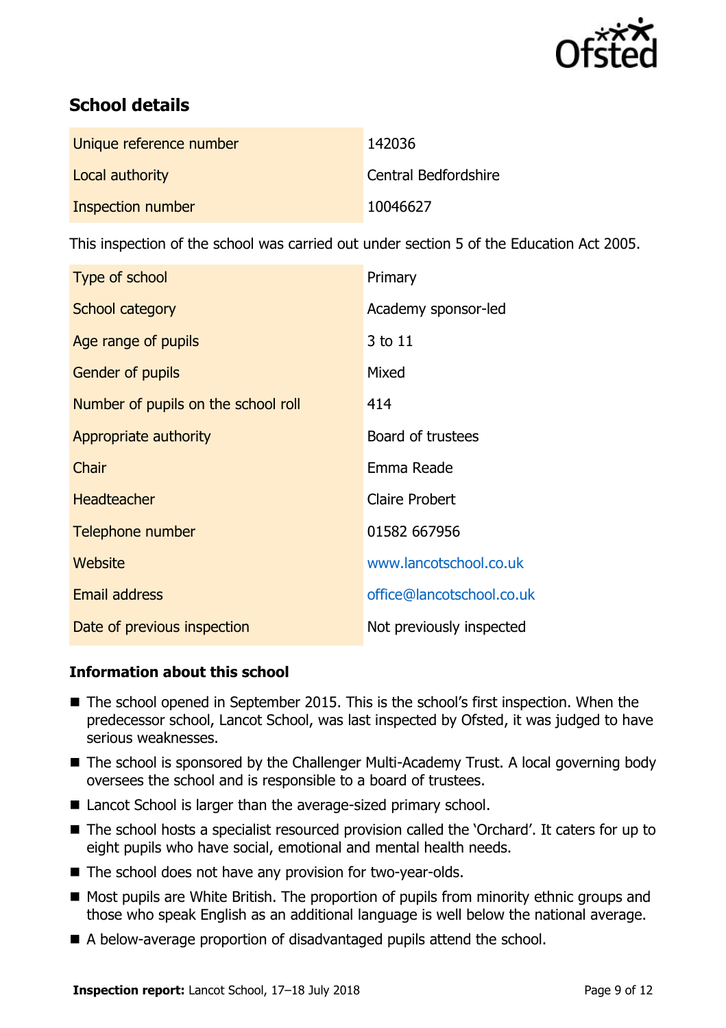## School details

| | |
|---|---|
| Unique reference number | 142036 |
| Local authority | Central Bedfordshire |
| Inspection number | 10046627 |

This inspection of the school was carried out under section 5 of the Education Act 2005.

| | |
|---|---|
| Type of school | Primary |
| School category | Academy sponsor-led |
| Age range of pupils | 3 to 11 |
| Gender of pupils | Mixed |
| Number of pupils on the school roll | 414 |
| Appropriate authority | Board of trustees |
| Chair | Emma Reade |
| Headteacher | Claire Probert |
| Telephone number | 01582 667956 |
| Website | www.lancotschool.co.uk |
| Email address | office@lancotschool.co.uk |
| Date of previous inspection | Not previously inspected |

### Information about this school

- The school opened in September 2015. This is the school's first inspection. When the predecessor school, Lancot School, was last inspected by Ofsted, it was judged to have serious weaknesses.
- The school is sponsored by the Challenger Multi-Academy Trust. A local governing body oversees the school and is responsible to a board of trustees.
- Lancot School is larger than the average-sized primary school.
- The school hosts a specialist resourced provision called the 'Orchard'. It caters for up to eight pupils who have social, emotional and mental health needs.
- The school does not have any provision for two-year-olds.
- Most pupils are White British. The proportion of pupils from minority ethnic groups and those who speak English as an additional language is well below the national average.
- A below-average proportion of disadvantaged pupils attend the school.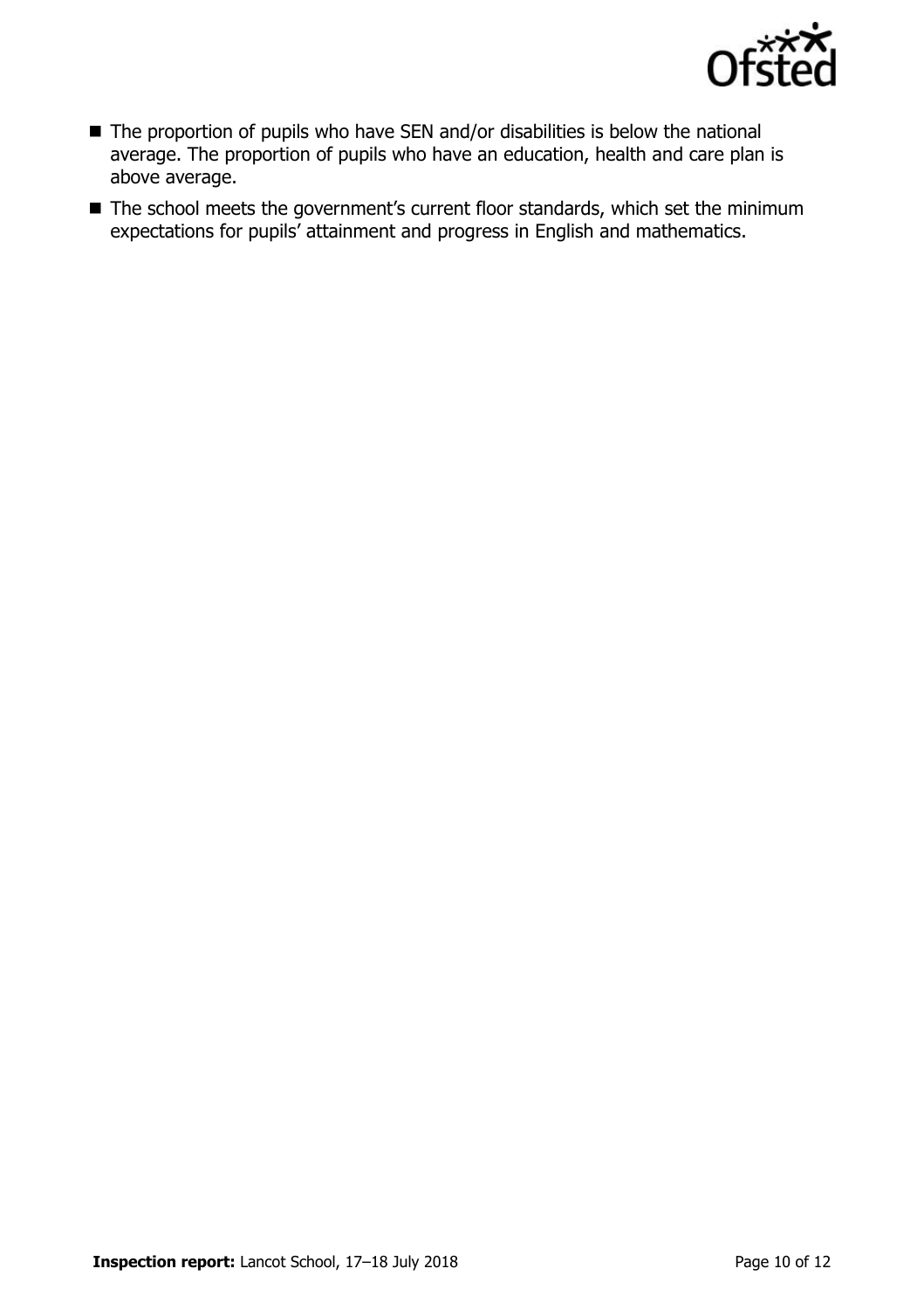- The proportion of pupils who have SEN and/or disabilities is below the national average. The proportion of pupils who have an education, health and care plan is above average.
- The school meets the government's current floor standards, which set the minimum expectations for pupils' attainment and progress in English and mathematics.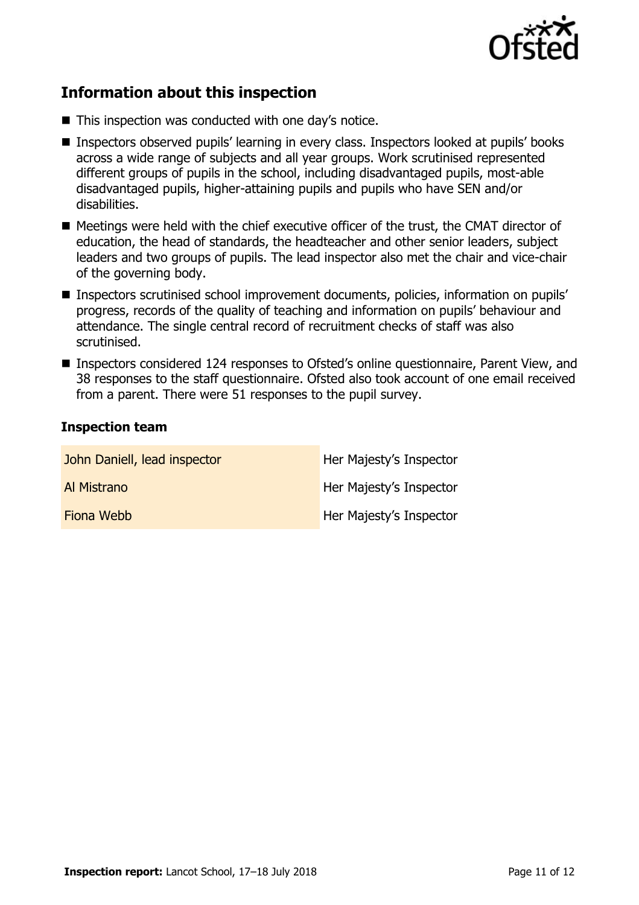## Information about this inspection

- This inspection was conducted with one day's notice.
- Inspectors observed pupils' learning in every class. Inspectors looked at pupils' books across a wide range of subjects and all year groups. Work scrutinised represented different groups of pupils in the school, including disadvantaged pupils, most-able disadvantaged pupils, higher-attaining pupils and pupils who have SEN and/or disabilities.
- Meetings were held with the chief executive officer of the trust, the CMAT director of education, the head of standards, the headteacher and other senior leaders, subject leaders and two groups of pupils. The lead inspector also met the chair and vice-chair of the governing body.
- Inspectors scrutinised school improvement documents, policies, information on pupils' progress, records of the quality of teaching and information on pupils' behaviour and attendance. The single central record of recruitment checks of staff was also scrutinised.
- Inspectors considered 124 responses to Ofsted's online questionnaire, Parent View, and 38 responses to the staff questionnaire. Ofsted also took account of one email received from a parent. There were 51 responses to the pupil survey.

### Inspection team

| | |
|---|---|
| John Daniell, lead inspector | Her Majesty's Inspector |
| Al Mistrano | Her Majesty's Inspector |
| Fiona Webb | Her Majesty's Inspector |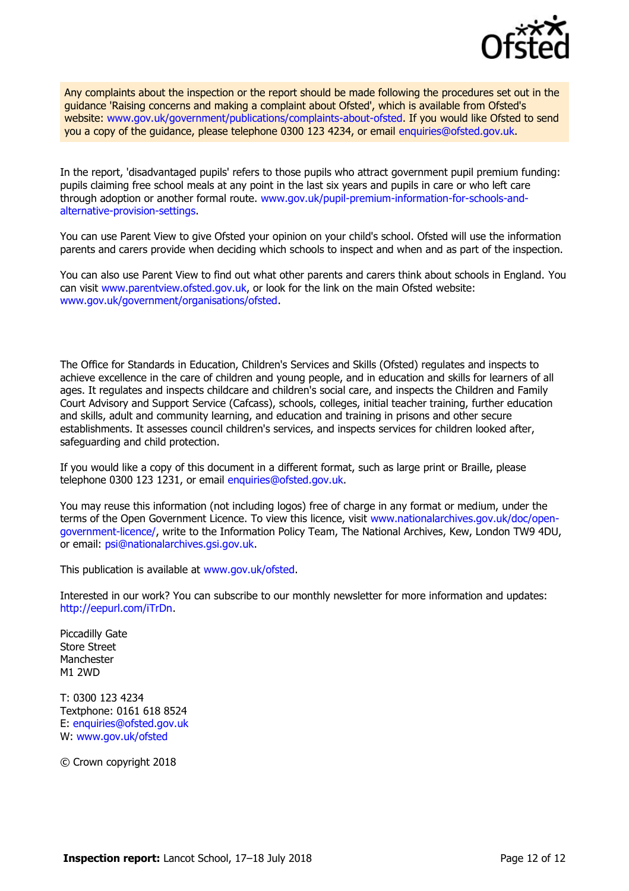Any complaints about the inspection or the report should be made following the procedures set out in the guidance 'Raising concerns and making a complaint about Ofsted', which is available from Ofsted's website: www.gov.uk/government/publications/complaints-about-ofsted. If you would like Ofsted to send you a copy of the guidance, please telephone 0300 123 4234, or email enquiries@ofsted.gov.uk.

In the report, 'disadvantaged pupils' refers to those pupils who attract government pupil premium funding: pupils claiming free school meals at any point in the last six years and pupils in care or who left care through adoption or another formal route. www.gov.uk/pupil-premium-information-for-schools-and-alternative-provision-settings.

You can use Parent View to give Ofsted your opinion on your child's school. Ofsted will use the information parents and carers provide when deciding which schools to inspect and when and as part of the inspection.

You can also use Parent View to find out what other parents and carers think about schools in England. You can visit www.parentview.ofsted.gov.uk, or look for the link on the main Ofsted website: www.gov.uk/government/organisations/ofsted.

The Office for Standards in Education, Children's Services and Skills (Ofsted) regulates and inspects to achieve excellence in the care of children and young people, and in education and skills for learners of all ages. It regulates and inspects childcare and children's social care, and inspects the Children and Family Court Advisory and Support Service (Cafcass), schools, colleges, initial teacher training, further education and skills, adult and community learning, and education and training in prisons and other secure establishments. It assesses council children's services, and inspects services for children looked after, safeguarding and child protection.

If you would like a copy of this document in a different format, such as large print or Braille, please telephone 0300 123 1231, or email enquiries@ofsted.gov.uk.

You may reuse this information (not including logos) free of charge in any format or medium, under the terms of the Open Government Licence. To view this licence, visit www.nationalarchives.gov.uk/doc/open-government-licence/, write to the Information Policy Team, The National Archives, Kew, London TW9 4DU, or email: psi@nationalarchives.gsi.gov.uk.

This publication is available at www.gov.uk/ofsted.

Interested in our work? You can subscribe to our monthly newsletter for more information and updates: http://eepurl.com/iTrDn.

Piccadilly Gate
Store Street
Manchester
M1 2WD

T: 0300 123 4234
Textphone: 0161 618 8524
E: enquiries@ofsted.gov.uk
W: www.gov.uk/ofsted

© Crown copyright 2018